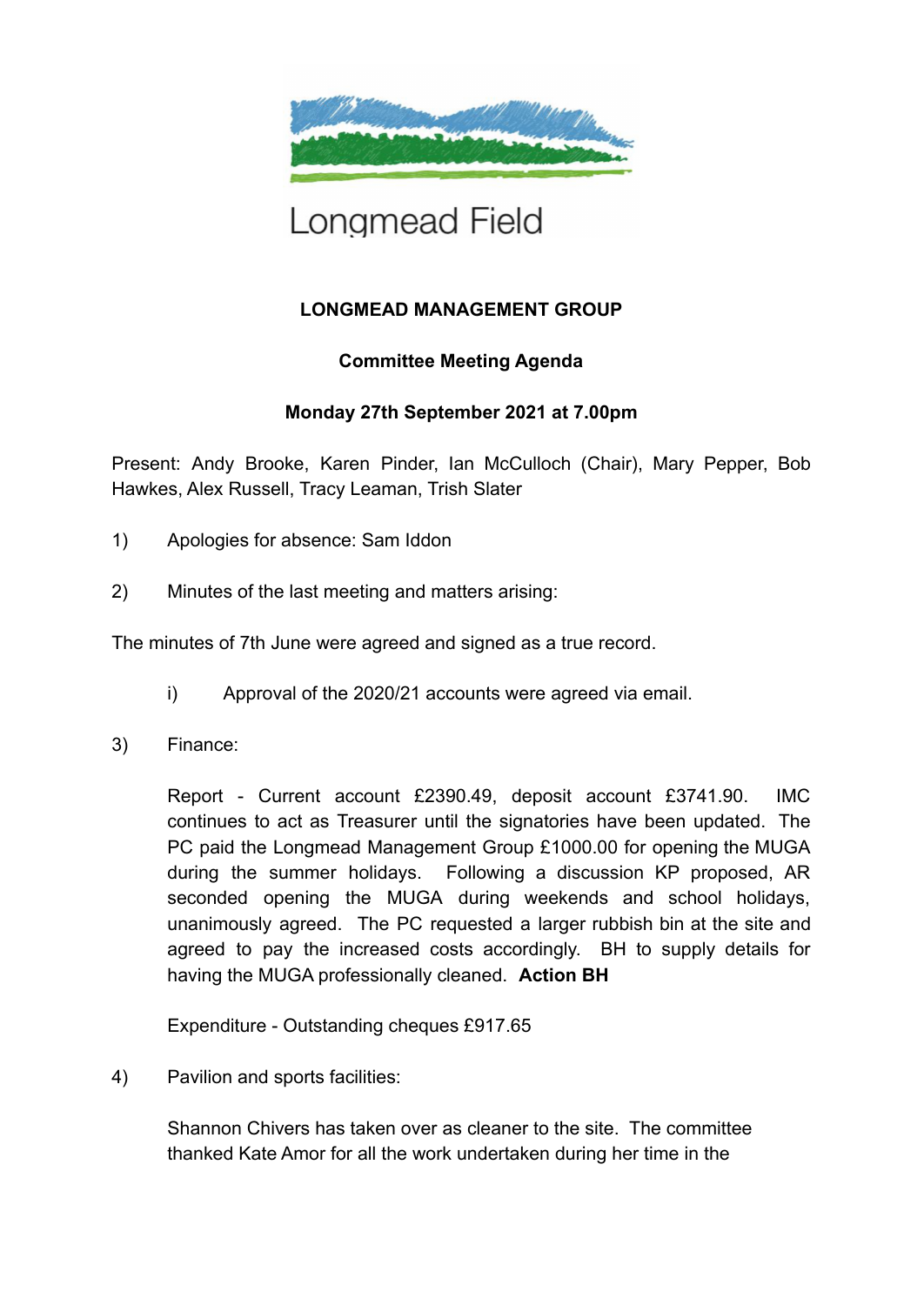Longmead Field

**LONGMEAD MANAGEMENT GROUP**

**Committee Meeting Agenda**

**Monday 27th September 2021 at 7.00pm**

Present: Andy Brooke, Karen Pinder, Ian McCulloch (Chair), Mary Pepper, Bob Hawkes, Alex Russell, Tracy Leaman, Trish Slater

1) Apologies for absence: Sam Iddon

2) Minutes of the last meeting and matters arising:

The minutes of 7th June were agreed and signed as a true record.

   i) Approval of the 2020/21 accounts were agreed via email.

3) Finance:

   Report - Current account £2390.49, deposit account £3741.90. IMC continues to act as Treasurer until the signatories have been updated. The PC paid the Longmead Management Group £1000.00 for opening the MUGA during the summer holidays. Following a discussion KP proposed, AR seconded opening the MUGA during weekends and school holidays, unanimously agreed. The PC requested a larger rubbish bin at the site and agreed to pay the increased costs accordingly. BH to supply details for having the MUGA professionally cleaned. **Action BH**

   Expenditure - Outstanding cheques £917.65

4) Pavilion and sports facilities:

   Shannon Chivers has taken over as cleaner to the site. The committee thanked Kate Amor for all the work undertaken during her time in the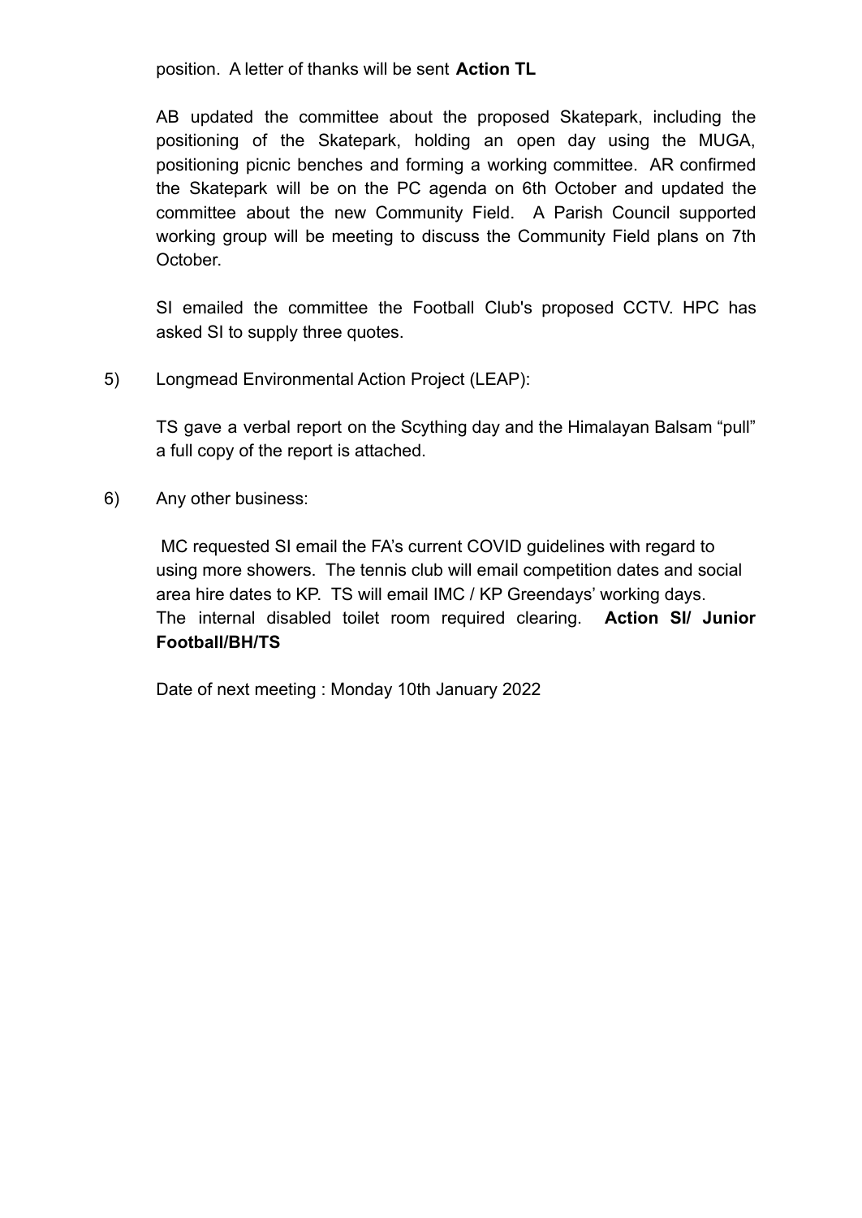position. A letter of thanks will be sent **Action TL**

AB updated the committee about the proposed Skatepark, including the positioning of the Skatepark, holding an open day using the MUGA, positioning picnic benches and forming a working committee. AR confirmed the Skatepark will be on the PC agenda on 6th October and updated the committee about the new Community Field. A Parish Council supported working group will be meeting to discuss the Community Field plans on 7th October.

SI emailed the committee the Football Club's proposed CCTV. HPC has asked SI to supply three quotes.

5) Longmead Environmental Action Project (LEAP):

TS gave a verbal report on the Scything day and the Himalayan Balsam "pull" a full copy of the report is attached.

6) Any other business:

MC requested SI email the FA's current COVID guidelines with regard to using more showers. The tennis club will email competition dates and social area hire dates to KP. TS will email IMC / KP Greendays' working days. The internal disabled toilet room required clearing. **Action SI/ Junior Football/BH/TS**

Date of next meeting : Monday 10th January 2022